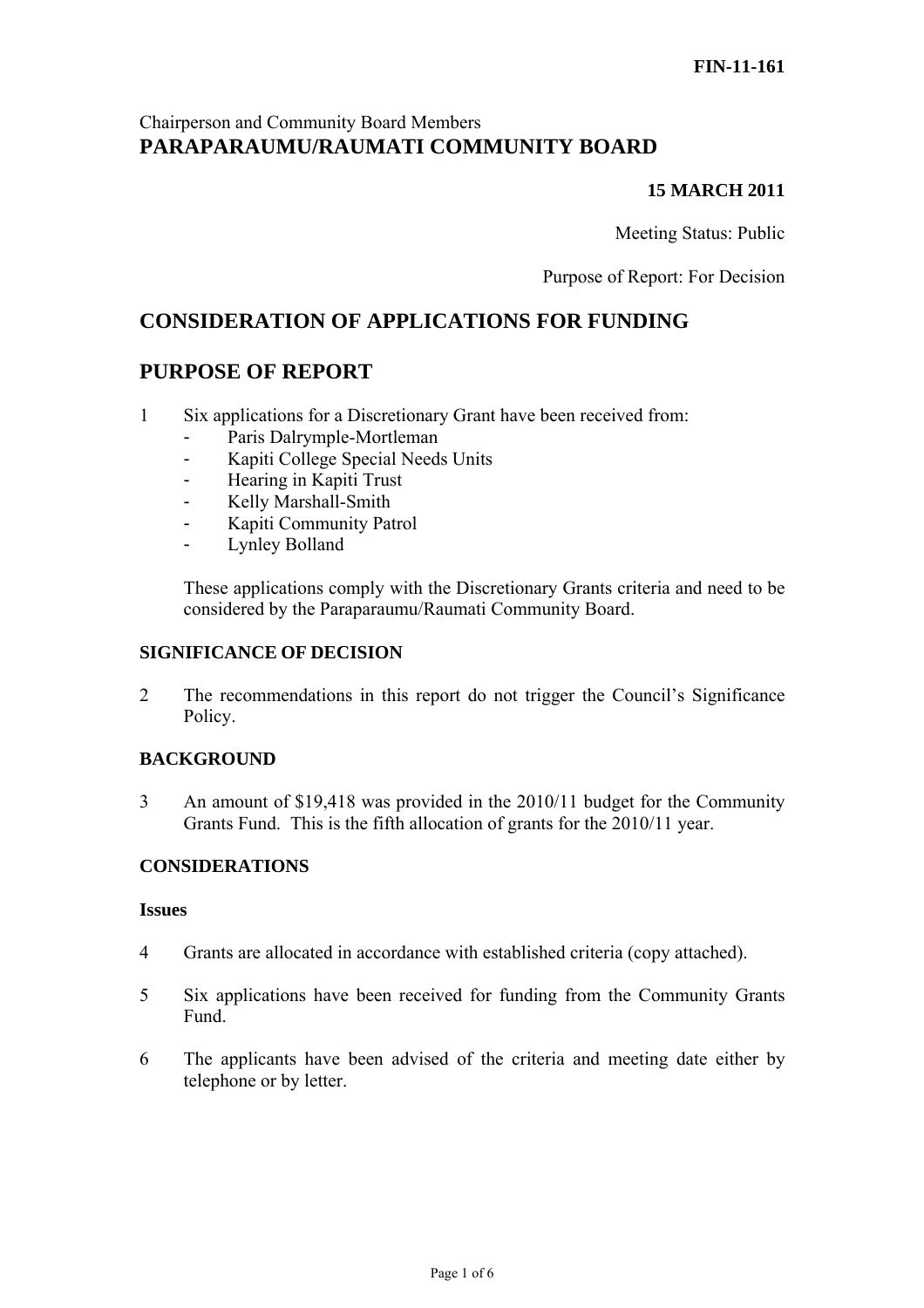**FIN-11-161**

Chairperson and Community Board Members

**PARAPARAUMU/RAUMATI COMMUNITY BOARD**

**15 MARCH 2011**

Meeting Status: Public

Purpose of Report: For Decision

## CONSIDERATION OF APPLICATIONS FOR FUNDING

## PURPOSE OF REPORT

1 Six applications for a Discretionary Grant have been received from:
   - Paris Dalrymple-Mortleman
   - Kapiti College Special Needs Units
   - Hearing in Kapiti Trust
   - Kelly Marshall-Smith
   - Kapiti Community Patrol
   - Lynley Bolland

   These applications comply with the Discretionary Grants criteria and need to be considered by the Paraparaumu/Raumati Community Board.

### SIGNIFICANCE OF DECISION

2 The recommendations in this report do not trigger the Council's Significance Policy.

### BACKGROUND

3 An amount of $19,418 was provided in the 2010/11 budget for the Community Grants Fund. This is the fifth allocation of grants for the 2010/11 year.

### CONSIDERATIONS

#### Issues

4 Grants are allocated in accordance with established criteria (copy attached).

5 Six applications have been received for funding from the Community Grants Fund.

6 The applicants have been advised of the criteria and meeting date either by telephone or by letter.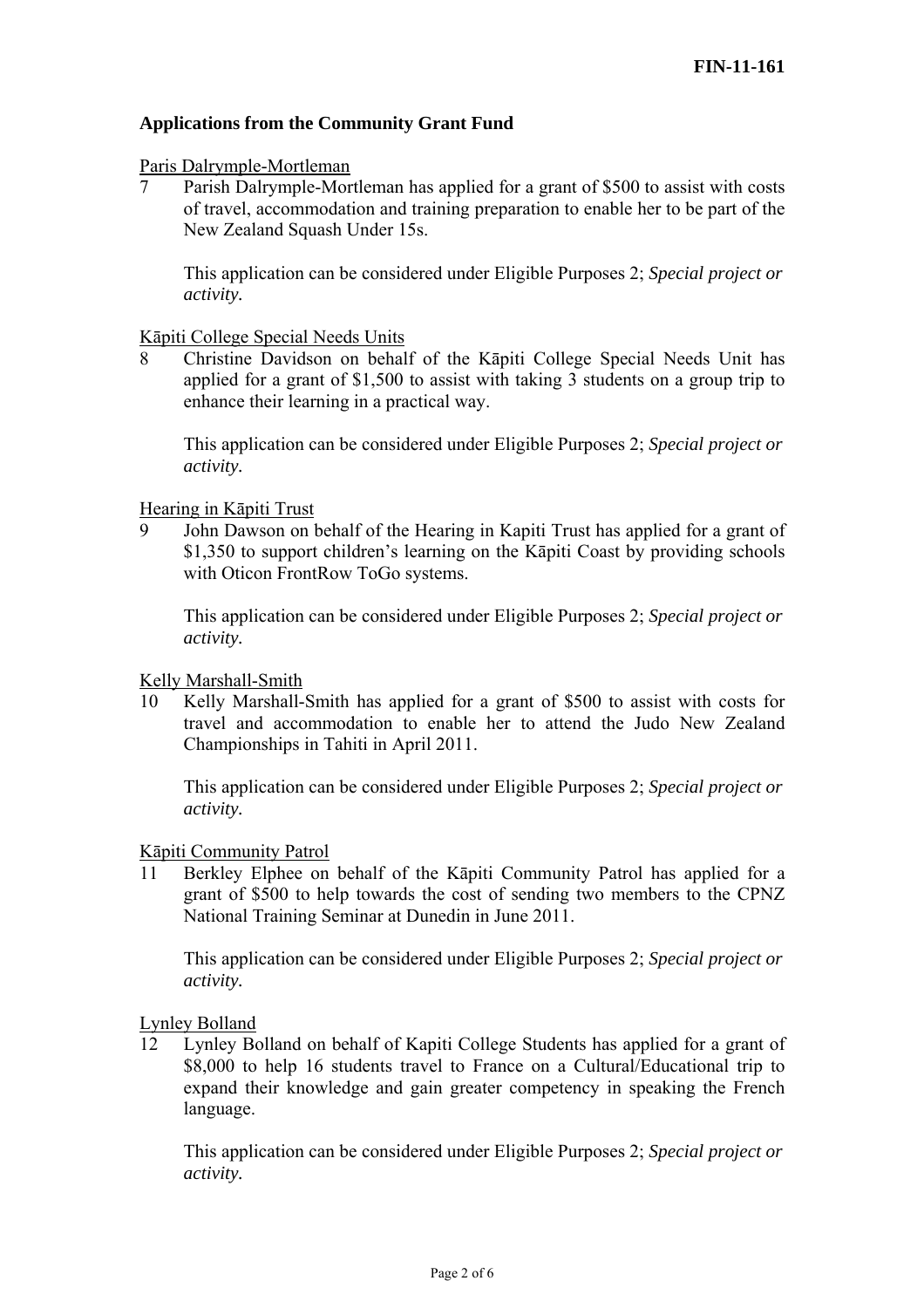**Applications from the Community Grant Fund**

Paris Dalrymple-Mortleman

7 Parish Dalrymple-Mortleman has applied for a grant of $500 to assist with costs of travel, accommodation and training preparation to enable her to be part of the New Zealand Squash Under 15s.

This application can be considered under Eligible Purposes 2; *Special project or activity.*

Kāpiti College Special Needs Units

8 Christine Davidson on behalf of the Kāpiti College Special Needs Unit has applied for a grant of $1,500 to assist with taking 3 students on a group trip to enhance their learning in a practical way.

This application can be considered under Eligible Purposes 2; *Special project or activity.*

Hearing in Kāpiti Trust

9 John Dawson on behalf of the Hearing in Kapiti Trust has applied for a grant of $1,350 to support children's learning on the Kāpiti Coast by providing schools with Oticon FrontRow ToGo systems.

This application can be considered under Eligible Purposes 2; *Special project or activity.*

Kelly Marshall-Smith

10 Kelly Marshall-Smith has applied for a grant of $500 to assist with costs for travel and accommodation to enable her to attend the Judo New Zealand Championships in Tahiti in April 2011.

This application can be considered under Eligible Purposes 2; *Special project or activity.*

Kāpiti Community Patrol

11 Berkley Elphee on behalf of the Kāpiti Community Patrol has applied for a grant of $500 to help towards the cost of sending two members to the CPNZ National Training Seminar at Dunedin in June 2011.

This application can be considered under Eligible Purposes 2; *Special project or activity.*

Lynley Bolland

12 Lynley Bolland on behalf of Kapiti College Students has applied for a grant of $8,000 to help 16 students travel to France on a Cultural/Educational trip to expand their knowledge and gain greater competency in speaking the French language.

This application can be considered under Eligible Purposes 2; *Special project or activity.*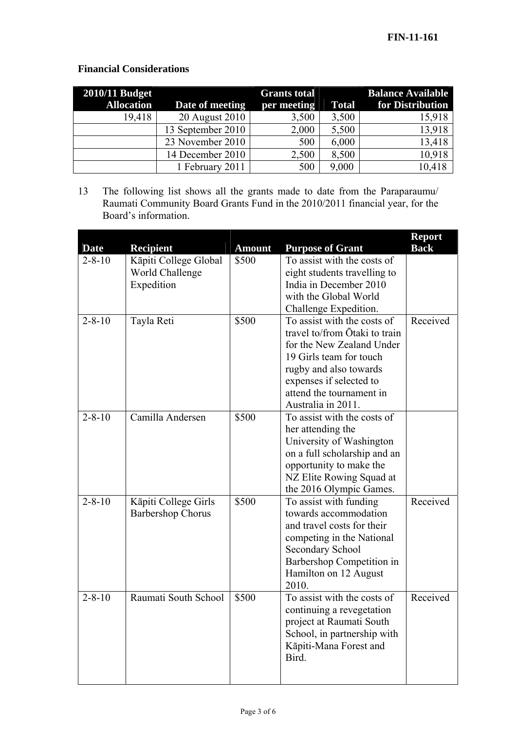**Financial Considerations**

| 2010/11 Budget Allocation | Date of meeting | Grants total per meeting | Total | Balance Available for Distribution |
|---|---|---|---|---|
| 19,418 | 20 August 2010 | 3,500 | 3,500 | 15,918 |
| | 13 September 2010 | 2,000 | 5,500 | 13,918 |
| | 23 November 2010 | 500 | 6,000 | 13,418 |
| | 14 December 2010 | 2,500 | 8,500 | 10,918 |
| | 1 February 2011 | 500 | 9,000 | 10,418 |

13 The following list shows all the grants made to date from the Paraparaumu/ Raumati Community Board Grants Fund in the 2010/2011 financial year, for the Board's information.

| Date | Recipient | Amount | Purpose of Grant | Report Back |
|---|---|---|---|---|
| 2-8-10 | Kāpiti College Global World Challenge Expedition | $500 | To assist with the costs of eight students travelling to India in December 2010 with the Global World Challenge Expedition. | |
| 2-8-10 | Tayla Reti | $500 | To assist with the costs of travel to/from Ōtaki to train for the New Zealand Under 19 Girls team for touch rugby and also towards expenses if selected to attend the tournament in Australia in 2011. | Received |
| 2-8-10 | Camilla Andersen | $500 | To assist with the costs of her attending the University of Washington on a full scholarship and an opportunity to make the NZ Elite Rowing Squad at the 2016 Olympic Games. | |
| 2-8-10 | Kāpiti College Girls Barbershop Chorus | $500 | To assist with funding towards accommodation and travel costs for their competing in the National Secondary School Barbershop Competition in Hamilton on 12 August 2010. | Received |
| 2-8-10 | Raumati South School | $500 | To assist with the costs of continuing a revegetation project at Raumati South School, in partnership with Kāpiti-Mana Forest and Bird. | Received |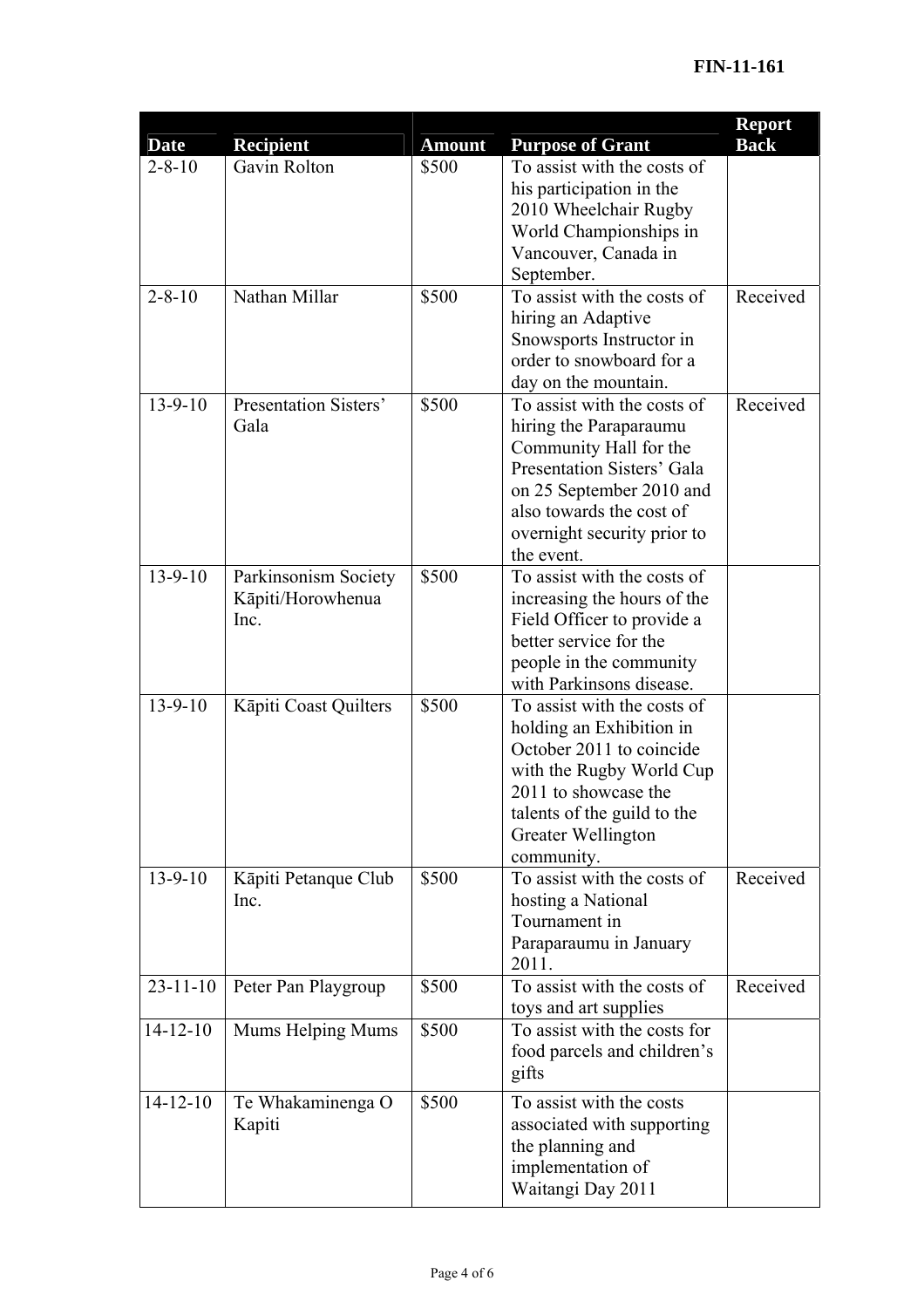| Date | Recipient | Amount | Purpose of Grant | Report Back |
|---|---|---|---|---|
| 2-8-10 | Gavin Rolton | \$500 | To assist with the costs of his participation in the 2010 Wheelchair Rugby World Championships in Vancouver, Canada in September. | |
| 2-8-10 | Nathan Millar | \$500 | To assist with the costs of hiring an Adaptive Snowsports Instructor in order to snowboard for a day on the mountain. | Received |
| 13-9-10 | Presentation Sisters' Gala | \$500 | To assist with the costs of hiring the Paraparaumu Community Hall for the Presentation Sisters' Gala on 25 September 2010 and also towards the cost of overnight security prior to the event. | Received |
| 13-9-10 | Parkinsonism Society Kāpiti/Horowhenua Inc. | \$500 | To assist with the costs of increasing the hours of the Field Officer to provide a better service for the people in the community with Parkinsons disease. | |
| 13-9-10 | Kāpiti Coast Quilters | \$500 | To assist with the costs of holding an Exhibition in October 2011 to coincide with the Rugby World Cup 2011 to showcase the talents of the guild to the Greater Wellington community. | |
| 13-9-10 | Kāpiti Petanque Club Inc. | \$500 | To assist with the costs of hosting a National Tournament in Paraparaumu in January 2011. | Received |
| 23-11-10 | Peter Pan Playgroup | \$500 | To assist with the costs of toys and art supplies | Received |
| 14-12-10 | Mums Helping Mums | \$500 | To assist with the costs for food parcels and children's gifts | |
| 14-12-10 | Te Whakaminenga O Kapiti | \$500 | To assist with the costs associated with supporting the planning and implementation of Waitangi Day 2011 | |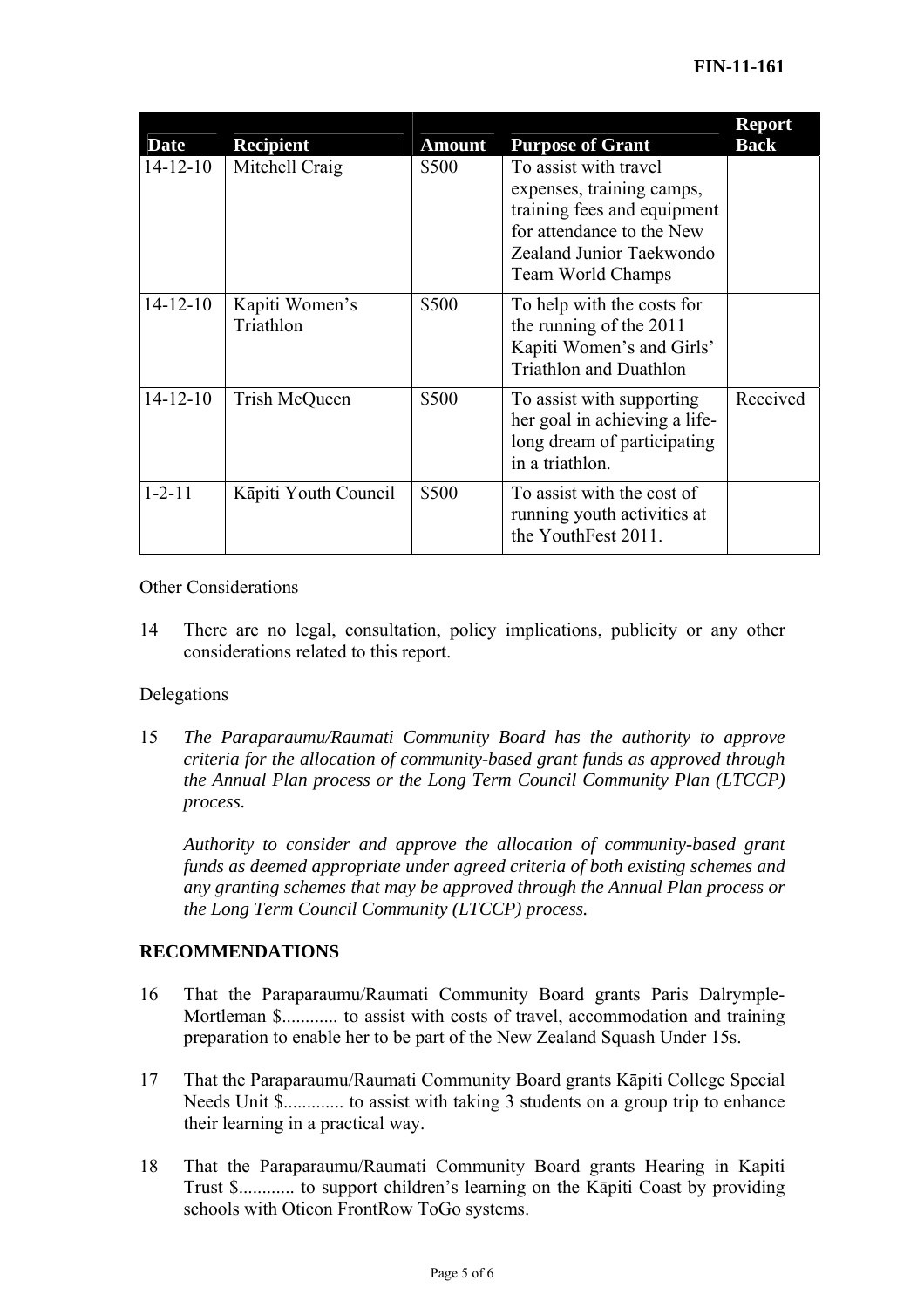| Date | Recipient | Amount | Purpose of Grant | Report Back |
|---|---|---|---|---|
| 14-12-10 | Mitchell Craig | \$500 | To assist with travel expenses, training camps, training fees and equipment for attendance to the New Zealand Junior Taekwondo Team World Champs | |
| 14-12-10 | Kapiti Women's Triathlon | \$500 | To help with the costs for the running of the 2011 Kapiti Women's and Girls' Triathlon and Duathlon | |
| 14-12-10 | Trish McQueen | \$500 | To assist with supporting her goal in achieving a life-long dream of participating in a triathlon. | Received |
| 1-2-11 | Kāpiti Youth Council | \$500 | To assist with the cost of running youth activities at the YouthFest 2011. | |

Other Considerations

14 There are no legal, consultation, policy implications, publicity or any other considerations related to this report.

Delegations

15 *The Paraparaumu/Raumati Community Board has the authority to approve criteria for the allocation of community-based grant funds as approved through the Annual Plan process or the Long Term Council Community Plan (LTCCP) process.*

*Authority to consider and approve the allocation of community-based grant funds as deemed appropriate under agreed criteria of both existing schemes and any granting schemes that may be approved through the Annual Plan process or the Long Term Council Community (LTCCP) process.*

**RECOMMENDATIONS**

16 That the Paraparaumu/Raumati Community Board grants Paris Dalrymple-Mortleman \$............ to assist with costs of travel, accommodation and training preparation to enable her to be part of the New Zealand Squash Under 15s.

17 That the Paraparaumu/Raumati Community Board grants Kāpiti College Special Needs Unit \$............. to assist with taking 3 students on a group trip to enhance their learning in a practical way.

18 That the Paraparaumu/Raumati Community Board grants Hearing in Kapiti Trust \$............ to support children's learning on the Kāpiti Coast by providing schools with Oticon FrontRow ToGo systems.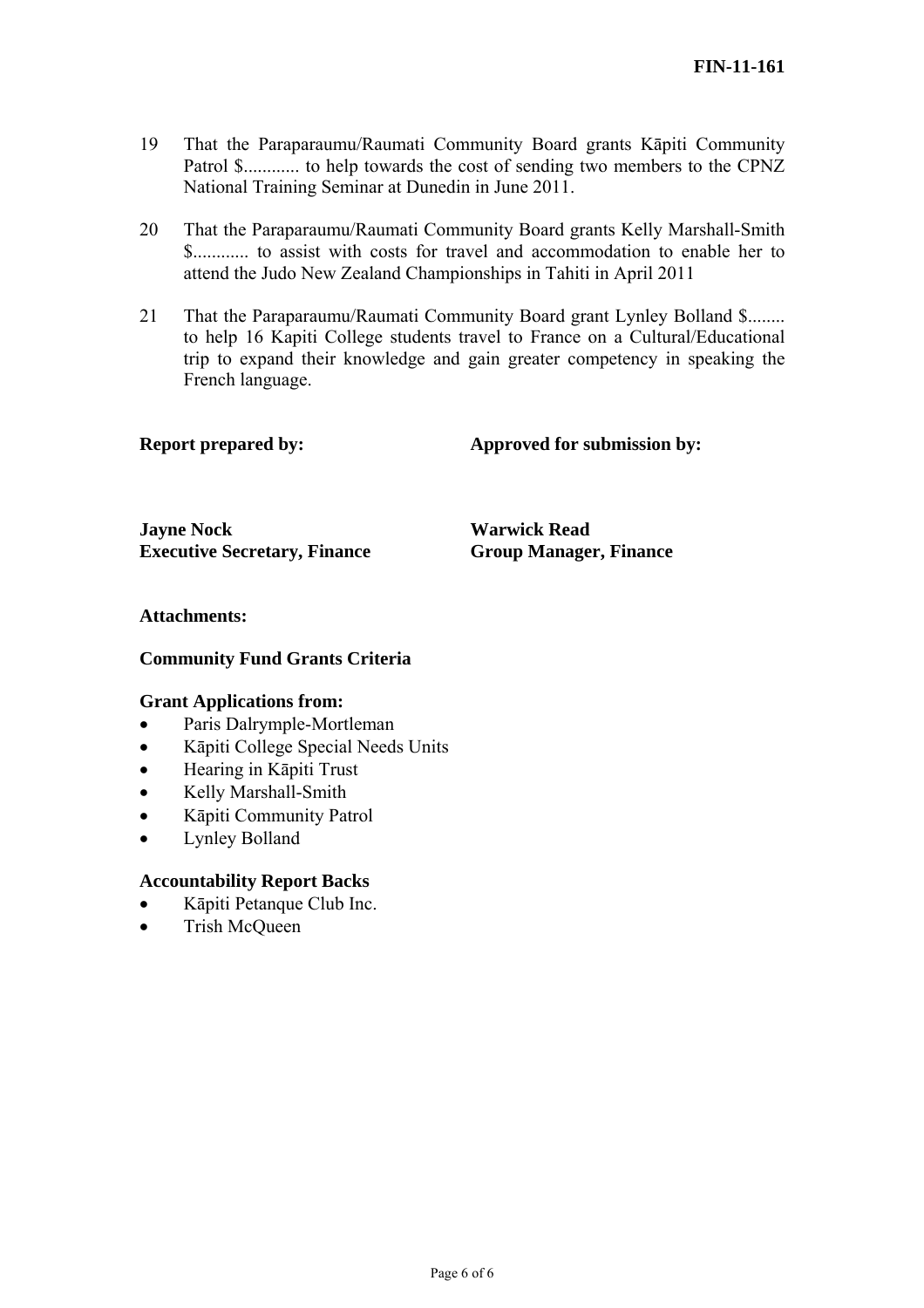19 That the Paraparaumu/Raumati Community Board grants Kāpiti Community Patrol $............ to help towards the cost of sending two members to the CPNZ National Training Seminar at Dunedin in June 2011.

20 That the Paraparaumu/Raumati Community Board grants Kelly Marshall-Smith $............ to assist with costs for travel and accommodation to enable her to attend the Judo New Zealand Championships in Tahiti in April 2011

21 That the Paraparaumu/Raumati Community Board grant Lynley Bolland $........ to help 16 Kapiti College students travel to France on a Cultural/Educational trip to expand their knowledge and gain greater competency in speaking the French language.

| **Report prepared by:** | **Approved for submission by:** |
|---|---|
| **Jayne Nock** | **Warwick Read** |
| **Executive Secretary, Finance** | **Group Manager, Finance** |

**Attachments:**

**Community Fund Grants Criteria**

**Grant Applications from:**

- Paris Dalrymple-Mortleman
- Kāpiti College Special Needs Units
- Hearing in Kāpiti Trust
- Kelly Marshall-Smith
- Kāpiti Community Patrol
- Lynley Bolland

**Accountability Report Backs**

- Kāpiti Petanque Club Inc.
- Trish McQueen